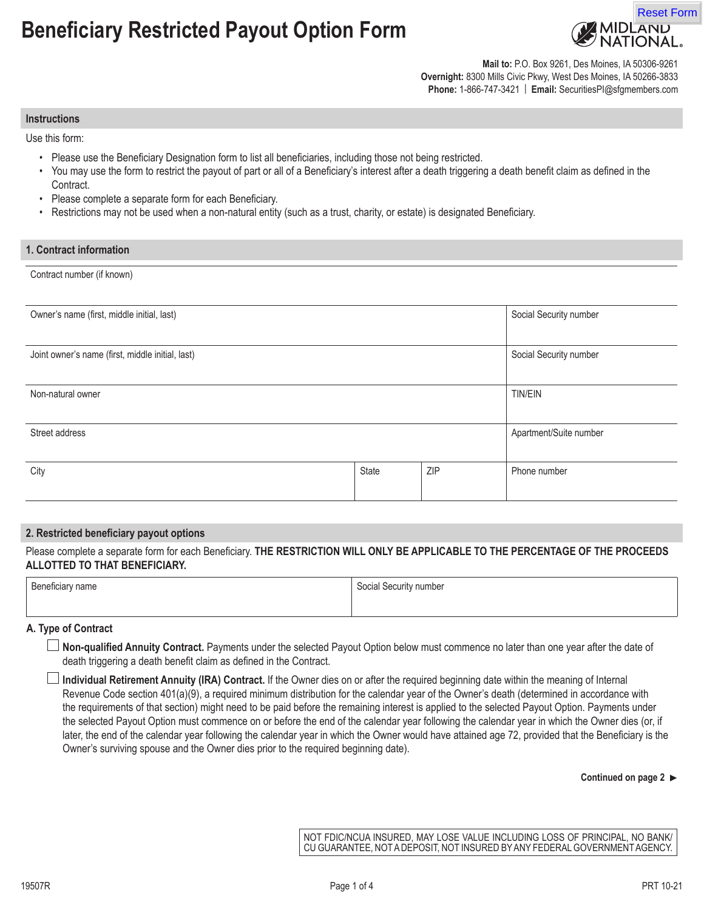# Beneficiary Restricted Payout Option Form

MIDLAND NATIONAL.

**Mail to:** P.O. Box 9261, Des Moines, IA 50306-9261
**Overnight:** 8300 Mills Civic Pkwy, West Des Moines, IA 50266-3833
**Phone:** 1-866-747-3421 | **Email:** SecuritiesPI@sfgmembers.com

## Instructions

Use this form:

- Please use the Beneficiary Designation form to list all beneficiaries, including those not being restricted.
- You may use the form to restrict the payout of part or all of a Beneficiary's interest after a death triggering a death benefit claim as defined in the Contract.
- Please complete a separate form for each Beneficiary.
- Restrictions may not be used when a non-natural entity (such as a trust, charity, or estate) is designated Beneficiary.

## 1. Contract information

| Contract number (if known) | | | |
|---|---|---|---|
| Owner's name (first, middle initial, last) | | | Social Security number |
| Joint owner's name (first, middle initial, last) | | | Social Security number |
| Non-natural owner | | | TIN/EIN |
| Street address | | | Apartment/Suite number |
| City | State | ZIP | Phone number |

## 2. Restricted beneficiary payout options

Please complete a separate form for each Beneficiary. **THE RESTRICTION WILL ONLY BE APPLICABLE TO THE PERCENTAGE OF THE PROCEEDS ALLOTTED TO THAT BENEFICIARY.**

| Beneficiary name | Social Security number |
|---|---|
| | |

### A. Type of Contract

☐ **Non-qualified Annuity Contract.** Payments under the selected Payout Option below must commence no later than one year after the date of death triggering a death benefit claim as defined in the Contract.

☐ **Individual Retirement Annuity (IRA) Contract.** If the Owner dies on or after the required beginning date within the meaning of Internal Revenue Code section 401(a)(9), a required minimum distribution for the calendar year of the Owner's death (determined in accordance with the requirements of that section) might need to be paid before the remaining interest is applied to the selected Payout Option. Payments under the selected Payout Option must commence on or before the end of the calendar year following the calendar year in which the Owner dies (or, if later, the end of the calendar year following the calendar year in which the Owner would have attained age 72, provided that the Beneficiary is the Owner's surviving spouse and the Owner dies prior to the required beginning date).

**Continued on page 2 ►**

NOT FDIC/NCUA INSURED, MAY LOSE VALUE INCLUDING LOSS OF PRINCIPAL, NO BANK/CU GUARANTEE, NOT A DEPOSIT, NOT INSURED BY ANY FEDERAL GOVERNMENT AGENCY.

19507R PRT 10-21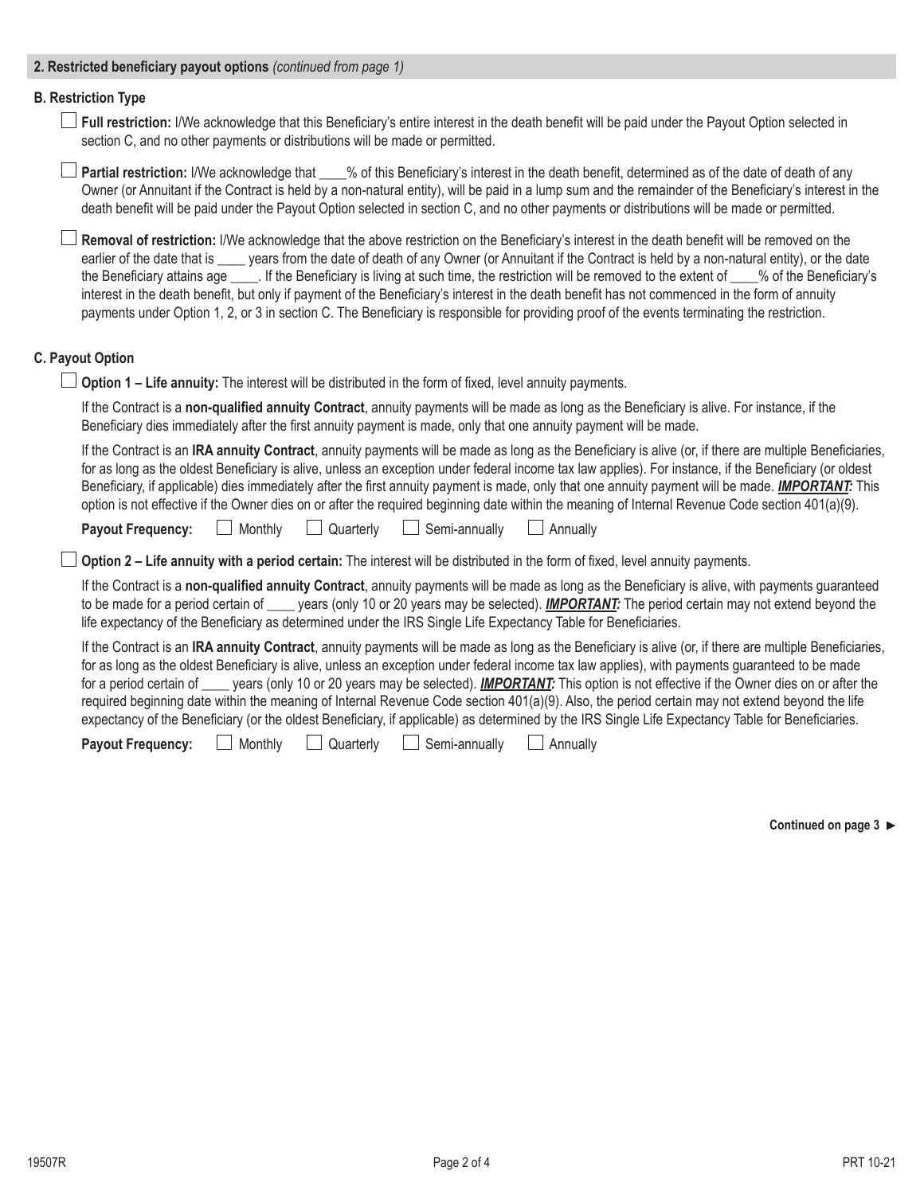## 2. Restricted beneficiary payout options *(continued from page 1)*

### B. Restriction Type

☐ **Full restriction:** I/We acknowledge that this Beneficiary's entire interest in the death benefit will be paid under the Payout Option selected in section C, and no other payments or distributions will be made or permitted.

☐ **Partial restriction:** I/We acknowledge that ____% of this Beneficiary's interest in the death benefit, determined as of the date of death of any Owner (or Annuitant if the Contract is held by a non-natural entity), will be paid in a lump sum and the remainder of the Beneficiary's interest in the death benefit will be paid under the Payout Option selected in section C, and no other payments or distributions will be made or permitted.

☐ **Removal of restriction:** I/We acknowledge that the above restriction on the Beneficiary's interest in the death benefit will be removed on the earlier of the date that is ____ years from the date of death of any Owner (or Annuitant if the Contract is held by a non-natural entity), or the date the Beneficiary attains age ____. If the Beneficiary is living at such time, the restriction will be removed to the extent of ____% of the Beneficiary's interest in the death benefit, but only if payment of the Beneficiary's interest in the death benefit has not commenced in the form of annuity payments under Option 1, 2, or 3 in section C. The Beneficiary is responsible for providing proof of the events terminating the restriction.

### C. Payout Option

☐ **Option 1 – Life annuity:** The interest will be distributed in the form of fixed, level annuity payments.

If the Contract is a **non-qualified annuity Contract**, annuity payments will be made as long as the Beneficiary is alive. For instance, if the Beneficiary dies immediately after the first annuity payment is made, only that one annuity payment will be made.

If the Contract is an **IRA annuity Contract**, annuity payments will be made as long as the Beneficiary is alive (or, if there are multiple Beneficiaries, for as long as the oldest Beneficiary is alive, unless an exception under federal income tax law applies). For instance, if the Beneficiary (or oldest Beneficiary, if applicable) dies immediately after the first annuity payment is made, only that one annuity payment will be made. ***IMPORTANT:*** This option is not effective if the Owner dies on or after the required beginning date within the meaning of Internal Revenue Code section 401(a)(9).

**Payout Frequency:** ☐ Monthly ☐ Quarterly ☐ Semi-annually ☐ Annually

☐ **Option 2 – Life annuity with a period certain:** The interest will be distributed in the form of fixed, level annuity payments.

If the Contract is a **non-qualified annuity Contract**, annuity payments will be made as long as the Beneficiary is alive, with payments guaranteed to be made for a period certain of ____ years (only 10 or 20 years may be selected). ***IMPORTANT:*** The period certain may not extend beyond the life expectancy of the Beneficiary as determined under the IRS Single Life Expectancy Table for Beneficiaries.

If the Contract is an **IRA annuity Contract**, annuity payments will be made as long as the Beneficiary is alive (or, if there are multiple Beneficiaries, for as long as the oldest Beneficiary is alive, unless an exception under federal income tax law applies), with payments guaranteed to be made for a period certain of ____ years (only 10 or 20 years may be selected). ***IMPORTANT:*** This option is not effective if the Owner dies on or after the required beginning date within the meaning of Internal Revenue Code section 401(a)(9). Also, the period certain may not extend beyond the life expectancy of the Beneficiary (or the oldest Beneficiary, if applicable) as determined by the IRS Single Life Expectancy Table for Beneficiaries.

**Payout Frequency:** ☐ Monthly ☐ Quarterly ☐ Semi-annually ☐ Annually

**Continued on page 3 ►**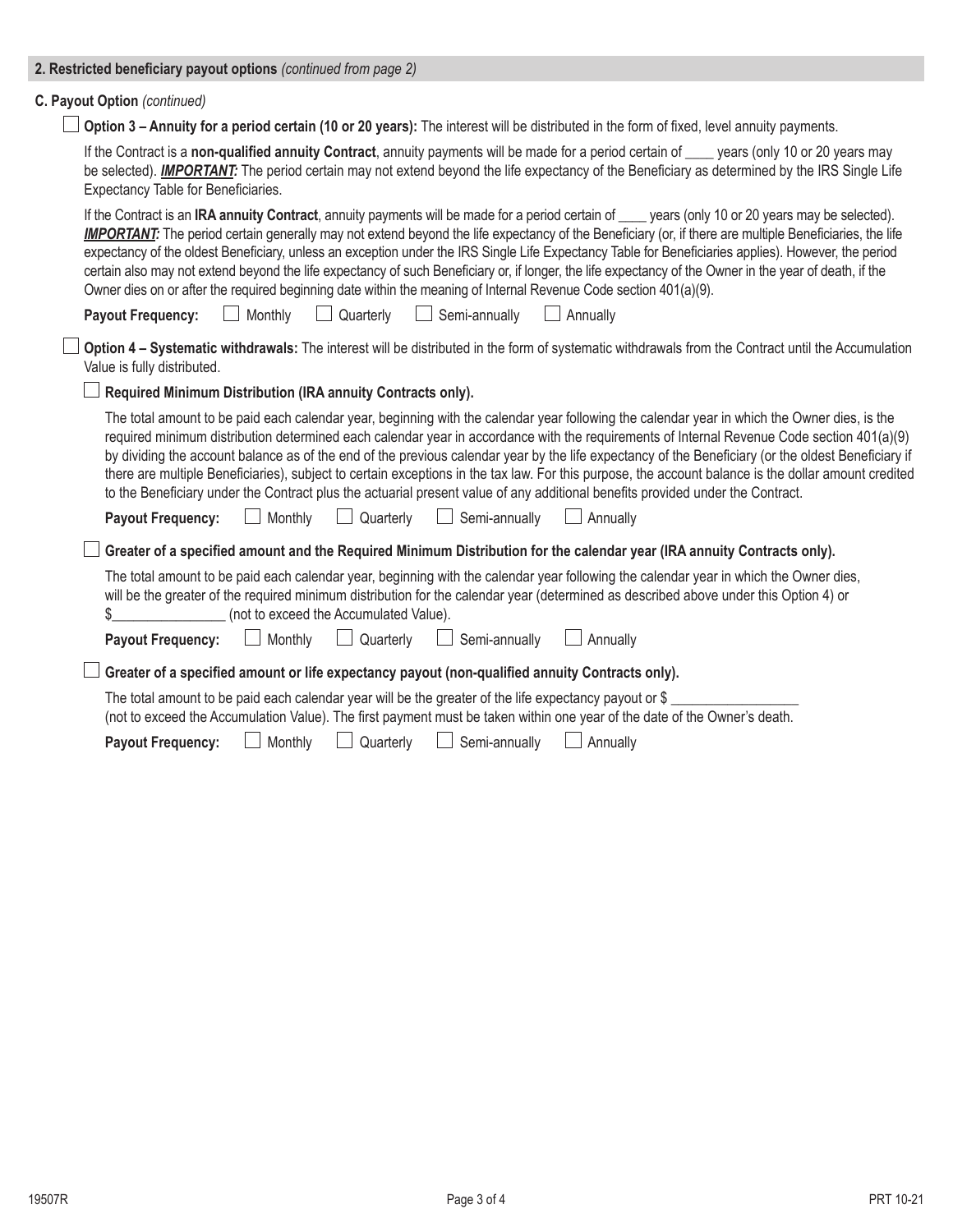## 2. Restricted beneficiary payout options *(continued from page 2)*

### C. Payout Option *(continued)*

☐ **Option 3 – Annuity for a period certain (10 or 20 years):** The interest will be distributed in the form of fixed, level annuity payments.

If the Contract is a **non-qualified annuity Contract**, annuity payments will be made for a period certain of ____ years (only 10 or 20 years may be selected). ***IMPORTANT:*** The period certain may not extend beyond the life expectancy of the Beneficiary as determined by the IRS Single Life Expectancy Table for Beneficiaries.

If the Contract is an **IRA annuity Contract**, annuity payments will be made for a period certain of ____ years (only 10 or 20 years may be selected). ***IMPORTANT:*** The period certain generally may not extend beyond the life expectancy of the Beneficiary (or, if there are multiple Beneficiaries, the life expectancy of the oldest Beneficiary, unless an exception under the IRS Single Life Expectancy Table for Beneficiaries applies). However, the period certain also may not extend beyond the life expectancy of such Beneficiary or, if longer, the life expectancy of the Owner in the year of death, if the Owner dies on or after the required beginning date within the meaning of Internal Revenue Code section 401(a)(9).

**Payout Frequency:** ☐ Monthly ☐ Quarterly ☐ Semi-annually ☐ Annually

☐ **Option 4 – Systematic withdrawals:** The interest will be distributed in the form of systematic withdrawals from the Contract until the Accumulation Value is fully distributed.

☐ **Required Minimum Distribution (IRA annuity Contracts only).**

The total amount to be paid each calendar year, beginning with the calendar year following the calendar year in which the Owner dies, is the required minimum distribution determined each calendar year in accordance with the requirements of Internal Revenue Code section 401(a)(9) by dividing the account balance as of the end of the previous calendar year by the life expectancy of the Beneficiary (or the oldest Beneficiary if there are multiple Beneficiaries), subject to certain exceptions in the tax law. For this purpose, the account balance is the dollar amount credited to the Beneficiary under the Contract plus the actuarial present value of any additional benefits provided under the Contract.

**Payout Frequency:** ☐ Monthly ☐ Quarterly ☐ Semi-annually ☐ Annually

☐ **Greater of a specified amount and the Required Minimum Distribution for the calendar year (IRA annuity Contracts only).**

The total amount to be paid each calendar year, beginning with the calendar year following the calendar year in which the Owner dies, will be the greater of the required minimum distribution for the calendar year (determined as described above under this Option 4) or $________________ (not to exceed the Accumulated Value).

**Payout Frequency:** ☐ Monthly ☐ Quarterly ☐ Semi-annually ☐ Annually

☐ **Greater of a specified amount or life expectancy payout (non-qualified annuity Contracts only).**

The total amount to be paid each calendar year will be the greater of the life expectancy payout or $ _________________ (not to exceed the Accumulation Value). The first payment must be taken within one year of the date of the Owner's death.

**Payout Frequency:** ☐ Monthly ☐ Quarterly ☐ Semi-annually ☐ Annually

19507R PRT 10-21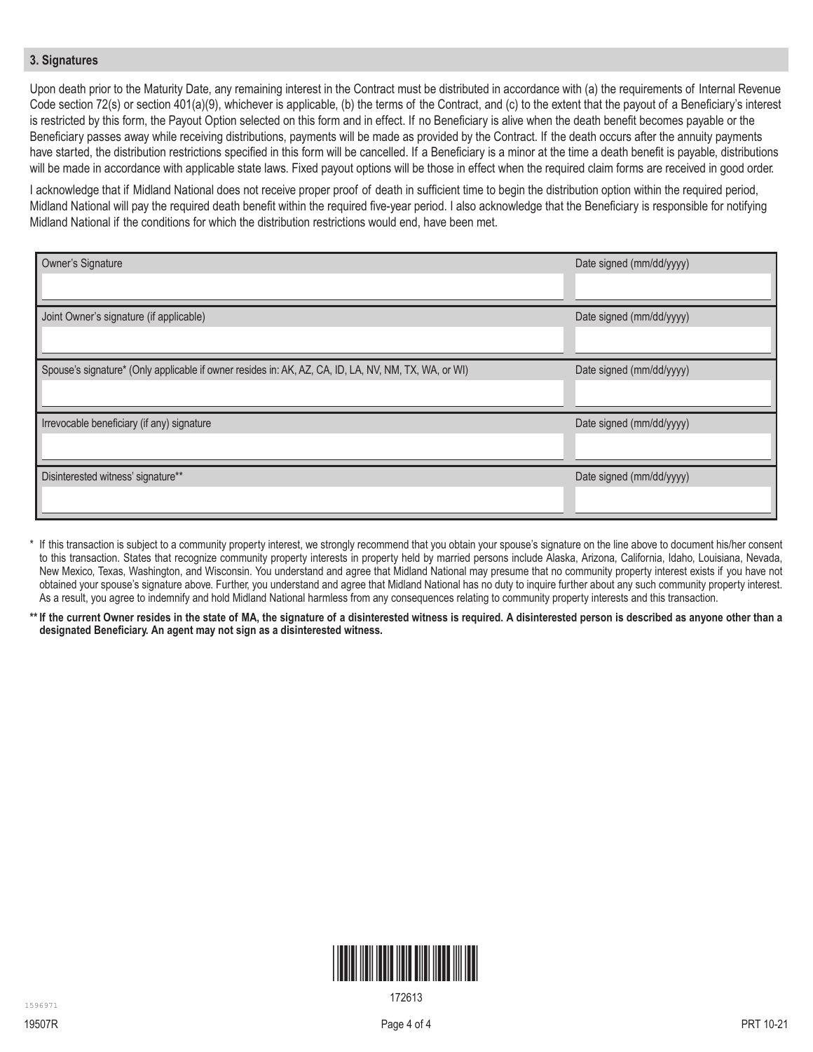## 3. Signatures

Upon death prior to the Maturity Date, any remaining interest in the Contract must be distributed in accordance with (a) the requirements of Internal Revenue Code section 72(s) or section 401(a)(9), whichever is applicable, (b) the terms of the Contract, and (c) to the extent that the payout of a Beneficiary's interest is restricted by this form, the Payout Option selected on this form and in effect. If no Beneficiary is alive when the death benefit becomes payable or the Beneficiary passes away while receiving distributions, payments will be made as provided by the Contract. If the death occurs after the annuity payments have started, the distribution restrictions specified in this form will be cancelled. If a Beneficiary is a minor at the time a death benefit is payable, distributions will be made in accordance with applicable state laws. Fixed payout options will be those in effect when the required claim forms are received in good order.

I acknowledge that if Midland National does not receive proper proof of death in sufficient time to begin the distribution option within the required period, Midland National will pay the required death benefit within the required five-year period. I also acknowledge that the Beneficiary is responsible for notifying Midland National if the conditions for which the distribution restrictions would end, have been met.

| | |
|---|---|
| Owner's Signature | Date signed (mm/dd/yyyy) |
| | |
| Joint Owner's signature (if applicable) | Date signed (mm/dd/yyyy) |
| | |
| Spouse's signature* (Only applicable if owner resides in: AK, AZ, CA, ID, LA, NV, NM, TX, WA, or WI) | Date signed (mm/dd/yyyy) |
| | |
| Irrevocable beneficiary (if any) signature | Date signed (mm/dd/yyyy) |
| | |
| Disinterested witness' signature** | Date signed (mm/dd/yyyy) |
| | |

\* If this transaction is subject to a community property interest, we strongly recommend that you obtain your spouse's signature on the line above to document his/her consent to this transaction. States that recognize community property interests in property held by married persons include Alaska, Arizona, California, Idaho, Louisiana, Nevada, New Mexico, Texas, Washington, and Wisconsin. You understand and agree that Midland National may presume that no community property interest exists if you have not obtained your spouse's signature above. Further, you understand and agree that Midland National has no duty to inquire further about any such community property interest. As a result, you agree to indemnify and hold Midland National harmless from any consequences relating to community property interests and this transaction.

**\*\* If the current Owner resides in the state of MA, the signature of a disinterested witness is required. A disinterested person is described as anyone other than a designated Beneficiary. An agent may not sign as a disinterested witness.**

172613

1596971

19507R

PRT 10-21